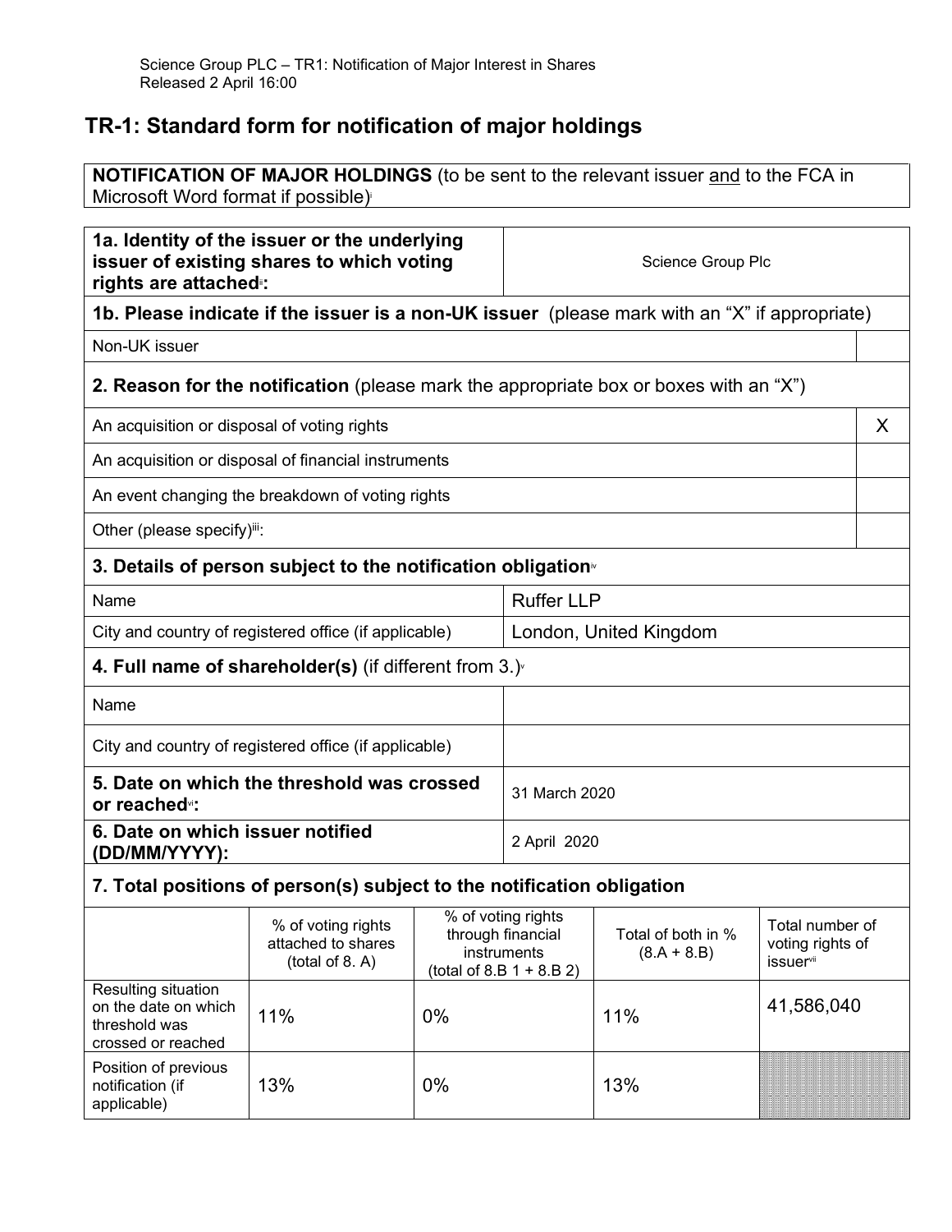Science Group PLC – TR1: Notification of Major Interest in Shares
Released 2 April 16:00

# TR-1: Standard form for notification of major holdings

**NOTIFICATION OF MAJOR HOLDINGS** (to be sent to the relevant issuer and to the FCA in Microsoft Word format if possible)[i]

| | |
|---|---|
| **1a. Identity of the issuer or the underlying issuer of existing shares to which voting rights are attached**[ii]**:** | Science Group Plc |

**1b. Please indicate if the issuer is a non-UK issuer** (please mark with an "X" if appropriate)

| | |
|---|---|
| Non-UK issuer | |

**2. Reason for the notification** (please mark the appropriate box or boxes with an "X")

| | |
|---|---|
| An acquisition or disposal of voting rights | X |
| An acquisition or disposal of financial instruments | |
| An event changing the breakdown of voting rights | |
| Other (please specify)[iii]: | |

**3. Details of person subject to the notification obligation**[iv]

| | |
|---|---|
| Name | Ruffer LLP |
| City and country of registered office (if applicable) | London, United Kingdom |

**4. Full name of shareholder(s)** (if different from 3.)[v]

| | |
|---|---|
| Name | |
| City and country of registered office (if applicable) | |

| | |
|---|---|
| **5. Date on which the threshold was crossed or reached**[vi]**:** | 31 March 2020 |
| **6. Date on which issuer notified (DD/MM/YYYY):** | 2 April 2020 |

**7. Total positions of person(s) subject to the notification obligation**

| | % of voting rights attached to shares (total of 8. A) | % of voting rights through financial instruments (total of 8.B 1 + 8.B 2) | Total of both in % (8.A + 8.B) | Total number of voting rights of issuer[vii] |
|---|---|---|---|---|
| Resulting situation on the date on which threshold was crossed or reached | 11% | 0% | 11% | 41,586,040 |
| Position of previous notification (if applicable) | 13% | 0% | 13% | |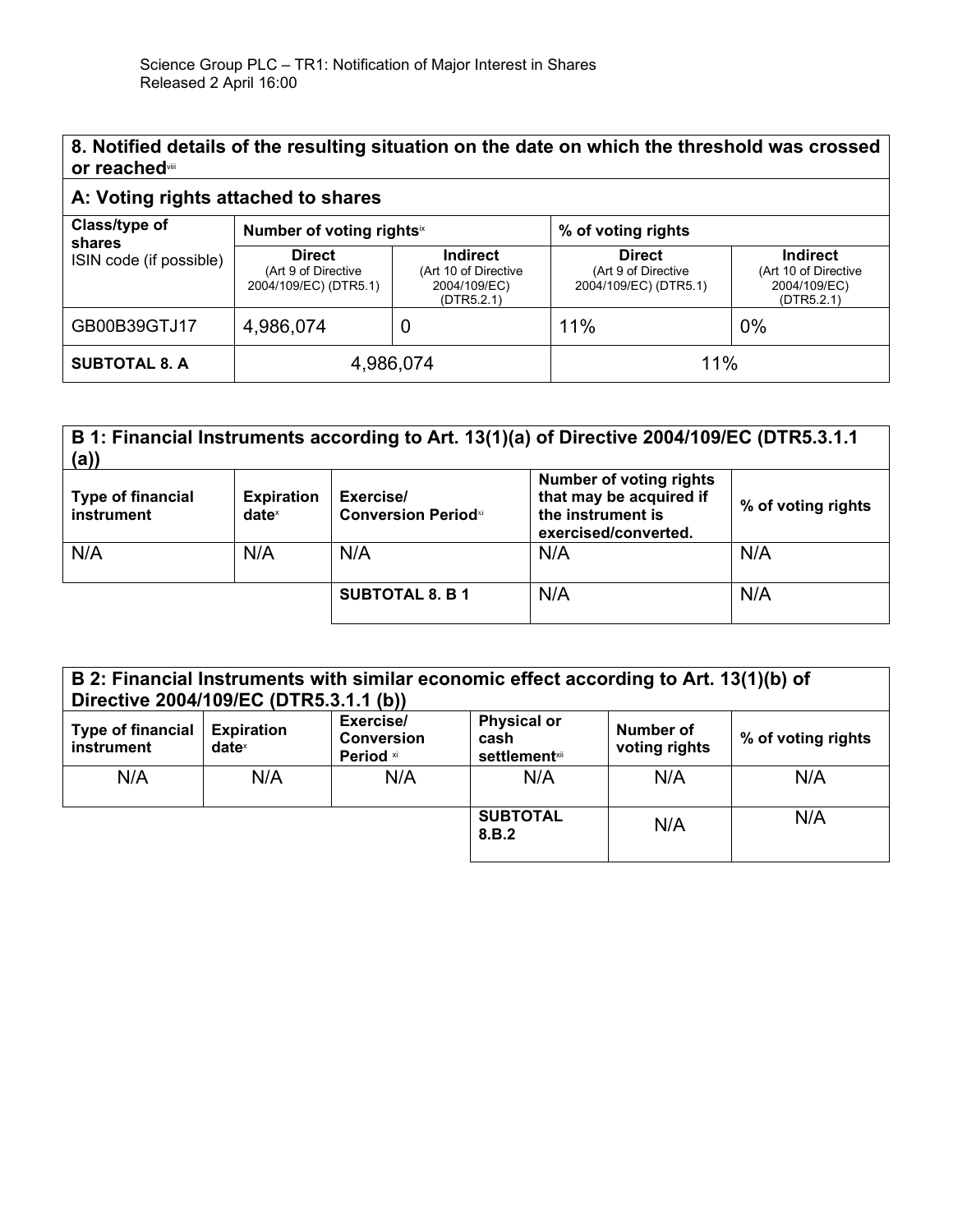## 8. Notified details of the resulting situation on the date on which the threshold was crossed or reached[viii]

### A: Voting rights attached to shares

| Class/type of shares ISIN code (if possible) | Number of voting rights[ix] | | % of voting rights | |
|---|---|---|---|---|
| | **Direct** (Art 9 of Directive 2004/109/EC) (DTR5.1) | **Indirect** (Art 10 of Directive 2004/109/EC) (DTR5.2.1) | **Direct** (Art 9 of Directive 2004/109/EC) (DTR5.1) | **Indirect** (Art 10 of Directive 2004/109/EC) (DTR5.2.1) |
| GB00B39GTJ17 | 4,986,074 | 0 | 11% | 0% |
| **SUBTOTAL 8. A** | 4,986,074 | | 11% | |

### B 1: Financial Instruments according to Art. 13(1)(a) of Directive 2004/109/EC (DTR5.3.1.1 (a))

| Type of financial instrument | Expiration date[x] | Exercise/ Conversion Period[xi] | Number of voting rights that may be acquired if the instrument is exercised/converted. | % of voting rights |
|---|---|---|---|---|
| N/A | N/A | N/A | N/A | N/A |
| | | **SUBTOTAL 8. B 1** | N/A | N/A |

### B 2: Financial Instruments with similar economic effect according to Art. 13(1)(b) of Directive 2004/109/EC (DTR5.3.1.1 (b))

| Type of financial instrument | Expiration date[x] | Exercise/ Conversion Period [xi] | Physical or cash settlement[xii] | Number of voting rights | % of voting rights |
|---|---|---|---|---|---|
| N/A | N/A | N/A | N/A | N/A | N/A |
| | | | **SUBTOTAL 8.B.2** | N/A | N/A |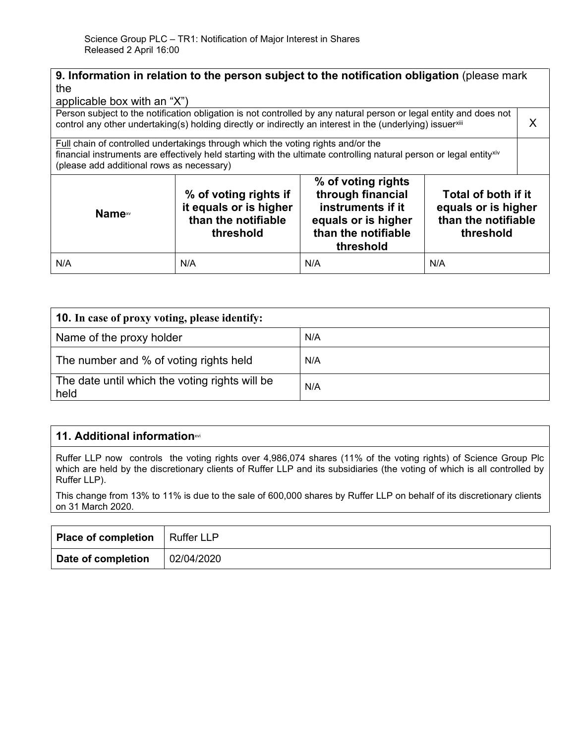Science Group PLC – TR1: Notification of Major Interest in Shares
Released 2 April 16:00

**9. Information in relation to the person subject to the notification obligation** (please mark the applicable box with an "X")

| | |
|---|---|
| Person subject to the notification obligation is not controlled by any natural person or legal entity and does not control any other undertaking(s) holding directly or indirectly an interest in the (underlying) issuer[xiii] | X |
| Full chain of controlled undertakings through which the voting rights and/or the financial instruments are effectively held starting with the ultimate controlling natural person or legal entity[xiv] (please add additional rows as necessary) | |

| Name[xv] | % of voting rights if it equals or is higher than the notifiable threshold | % of voting rights through financial instruments if it equals or is higher than the notifiable threshold | Total of both if it equals or is higher than the notifiable threshold |
|---|---|---|---|
| N/A | N/A | N/A | N/A |

| **10. In case of proxy voting, please identify:** | |
|---|---|
| Name of the proxy holder | N/A |
| The number and % of voting rights held | N/A |
| The date until which the voting rights will be held | N/A |

**11. Additional information**[xvi]

Ruffer LLP now controls the voting rights over 4,986,074 shares (11% of the voting rights) of Science Group Plc which are held by the discretionary clients of Ruffer LLP and its subsidiaries (the voting of which is all controlled by Ruffer LLP).

This change from 13% to 11% is due to the sale of 600,000 shares by Ruffer LLP on behalf of its discretionary clients on 31 March 2020.

| | |
|---|---|
| **Place of completion** | Ruffer LLP |
| **Date of completion** | 02/04/2020 |